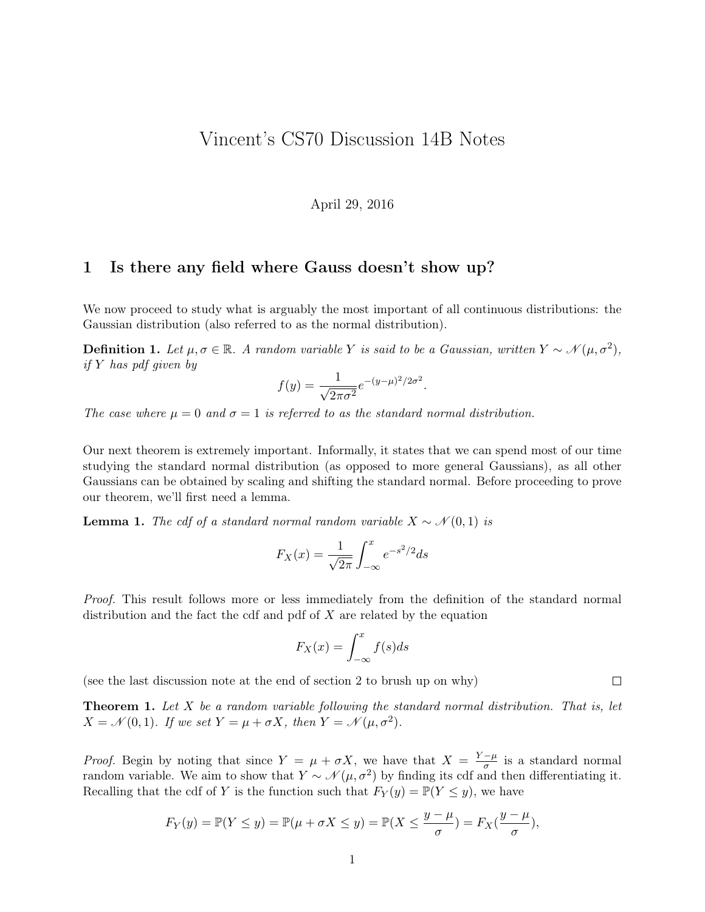# Vincent's CS70 Discussion 14B Notes

April 29, 2016

## 1 Is there any field where Gauss doesn't show up?

We now proceed to study what is arguably the most important of all continuous distributions: the Gaussian distribution (also referred to as the normal distribution).

**Definition 1.** *Let $\mu, \sigma \in \mathbb{R}$. A random variable $Y$ is said to be a Gaussian, written $Y \sim \mathcal{N}(\mu, \sigma^2)$, if $Y$ has pdf given by*

$$f(y) = \frac{1}{\sqrt{2\pi\sigma^2}} e^{-(y-\mu)^2/2\sigma^2}.$$

*The case where $\mu = 0$ and $\sigma = 1$ is referred to as the standard normal distribution.*

Our next theorem is extremely important. Informally, it states that we can spend most of our time studying the standard normal distribution (as opposed to more general Gaussians), as all other Gaussians can be obtained by scaling and shifting the standard normal. Before proceeding to prove our theorem, we'll first need a lemma.

**Lemma 1.** *The cdf of a standard normal random variable $X \sim \mathcal{N}(0, 1)$ is*

$$F_X(x) = \frac{1}{\sqrt{2\pi}} \int_{-\infty}^{x} e^{-s^2/2} ds$$

*Proof.* This result follows more or less immediately from the definition of the standard normal distribution and the fact the cdf and pdf of $X$ are related by the equation

$$F_X(x) = \int_{-\infty}^{x} f(s) ds$$

(see the last discussion note at the end of section 2 to brush up on why) □

**Theorem 1.** *Let $X$ be a random variable following the standard normal distribution. That is, let $X = \mathcal{N}(0, 1)$. If we set $Y = \mu + \sigma X$, then $Y = \mathcal{N}(\mu, \sigma^2)$.*

*Proof.* Begin by noting that since $Y = \mu + \sigma X$, we have that $X = \frac{Y-\mu}{\sigma}$ is a standard normal random variable. We aim to show that $Y \sim \mathcal{N}(\mu, \sigma^2)$ by finding its cdf and then differentiating it. Recalling that the cdf of $Y$ is the function such that $F_Y(y) = \mathbb{P}(Y \leq y)$, we have

$$F_Y(y) = \mathbb{P}(Y \leq y) = \mathbb{P}(\mu + \sigma X \leq y) = \mathbb{P}(X \leq \frac{y-\mu}{\sigma}) = F_X(\frac{y-\mu}{\sigma}),$$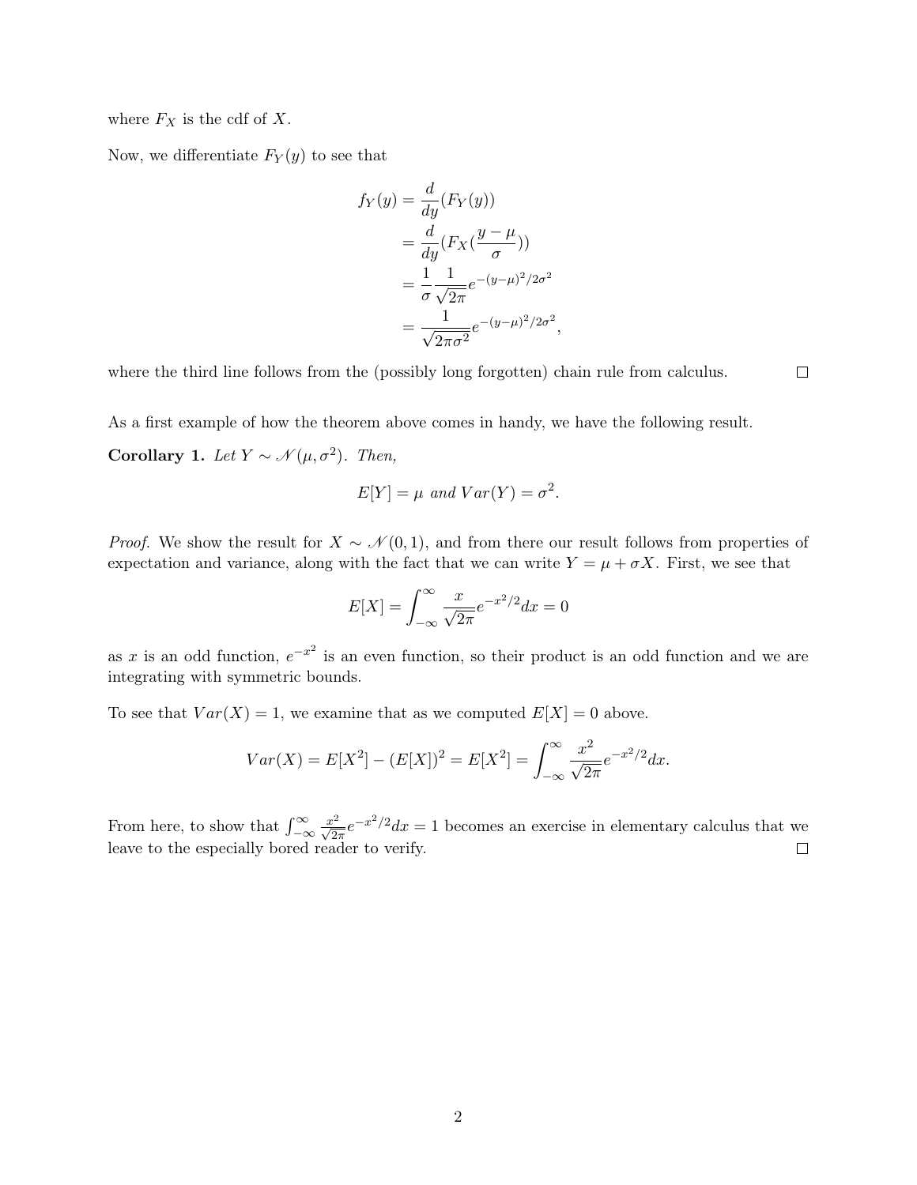where $F_X$ is the cdf of $X$.

Now, we differentiate $F_Y(y)$ to see that

$$
\begin{aligned}
f_Y(y) &= \frac{d}{dy}(F_Y(y)) \\
&= \frac{d}{dy}(F_X(\frac{y-\mu}{\sigma})) \\
&= \frac{1}{\sigma}\frac{1}{\sqrt{2\pi}}e^{-(y-\mu)^2/2\sigma^2} \\
&= \frac{1}{\sqrt{2\pi\sigma^2}}e^{-(y-\mu)^2/2\sigma^2},
\end{aligned}
$$

where the third line follows from the (possibly long forgotten) chain rule from calculus. □

As a first example of how the theorem above comes in handy, we have the following result.

**Corollary 1.** *Let $Y \sim \mathcal{N}(\mu, \sigma^2)$. Then,*

$$E[Y] = \mu \text{ and } Var(Y) = \sigma^2.$$

*Proof.* We show the result for $X \sim \mathcal{N}(0, 1)$, and from there our result follows from properties of expectation and variance, along with the fact that we can write $Y = \mu + \sigma X$. First, we see that

$$E[X] = \int_{-\infty}^{\infty} \frac{x}{\sqrt{2\pi}}e^{-x^2/2}dx = 0$$

as $x$ is an odd function, $e^{-x^2}$ is an even function, so their product is an odd function and we are integrating with symmetric bounds.

To see that $Var(X) = 1$, we examine that as we computed $E[X] = 0$ above.

$$Var(X) = E[X^2] - (E[X])^2 = E[X^2] = \int_{-\infty}^{\infty} \frac{x^2}{\sqrt{2\pi}}e^{-x^2/2}dx.$$

From here, to show that $\int_{-\infty}^{\infty} \frac{x^2}{\sqrt{2\pi}}e^{-x^2/2}dx = 1$ becomes an exercise in elementary calculus that we leave to the especially bored reader to verify. □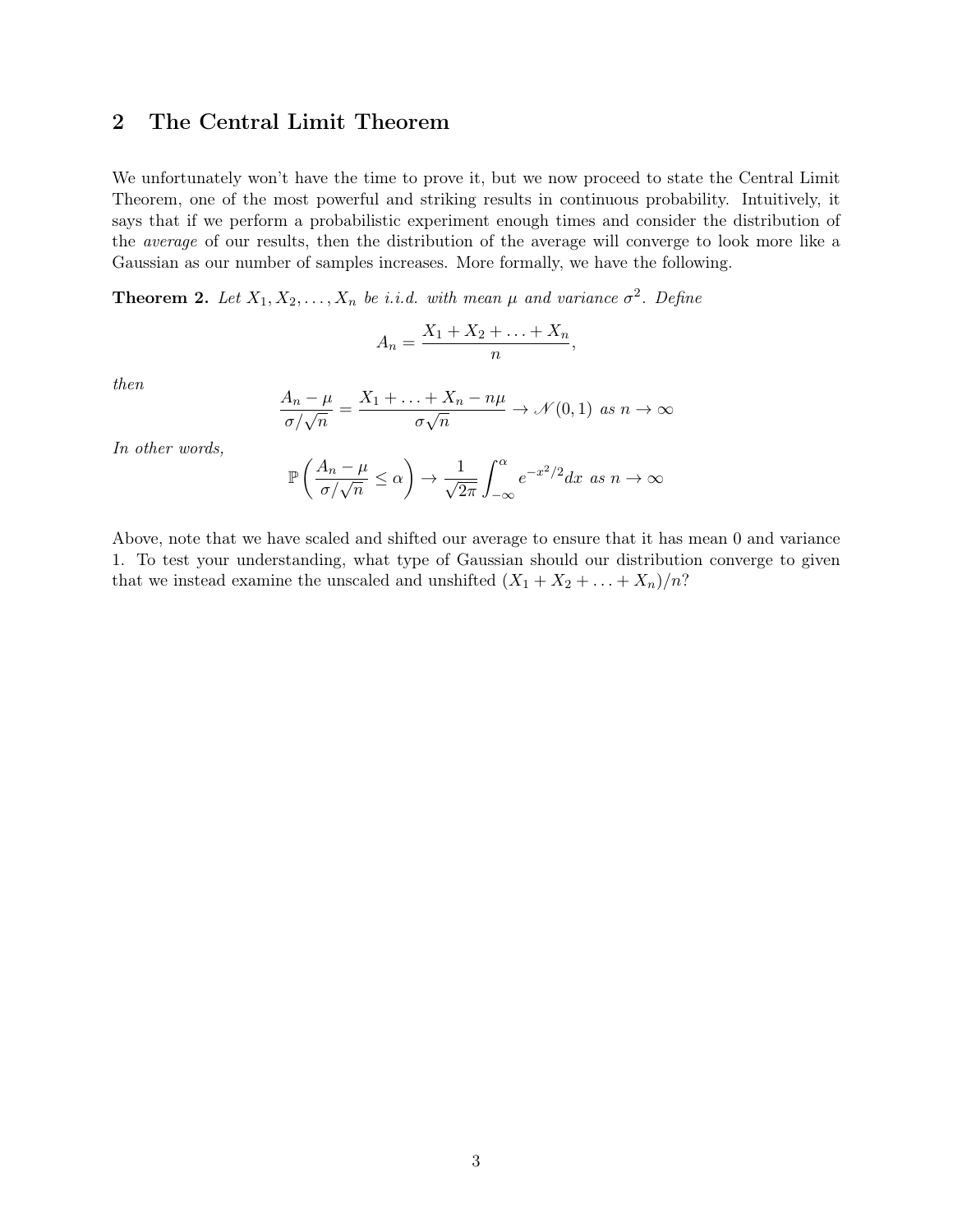## 2 The Central Limit Theorem

We unfortunately won't have the time to prove it, but we now proceed to state the Central Limit Theorem, one of the most powerful and striking results in continuous probability. Intuitively, it says that if we perform a probabilistic experiment enough times and consider the distribution of the *average* of our results, then the distribution of the average will converge to look more like a Gaussian as our number of samples increases. More formally, we have the following.

**Theorem 2.** *Let $X_1, X_2, \ldots, X_n$ be i.i.d. with mean $\mu$ and variance $\sigma^2$. Define*

$$A_n = \frac{X_1 + X_2 + \ldots + X_n}{n},$$

*then*

$$\frac{A_n - \mu}{\sigma/\sqrt{n}} = \frac{X_1 + \ldots + X_n - n\mu}{\sigma\sqrt{n}} \to \mathscr{N}(0,1) \text{ as } n \to \infty$$

*In other words,*

$$\mathbb{P}\left(\frac{A_n - \mu}{\sigma/\sqrt{n}} \leq \alpha\right) \to \frac{1}{\sqrt{2\pi}} \int_{-\infty}^{\alpha} e^{-x^2/2} dx \text{ as } n \to \infty$$

Above, note that we have scaled and shifted our average to ensure that it has mean 0 and variance 1. To test your understanding, what type of Gaussian should our distribution converge to given that we instead examine the unscaled and unshifted $(X_1 + X_2 + \ldots + X_n)/n$?